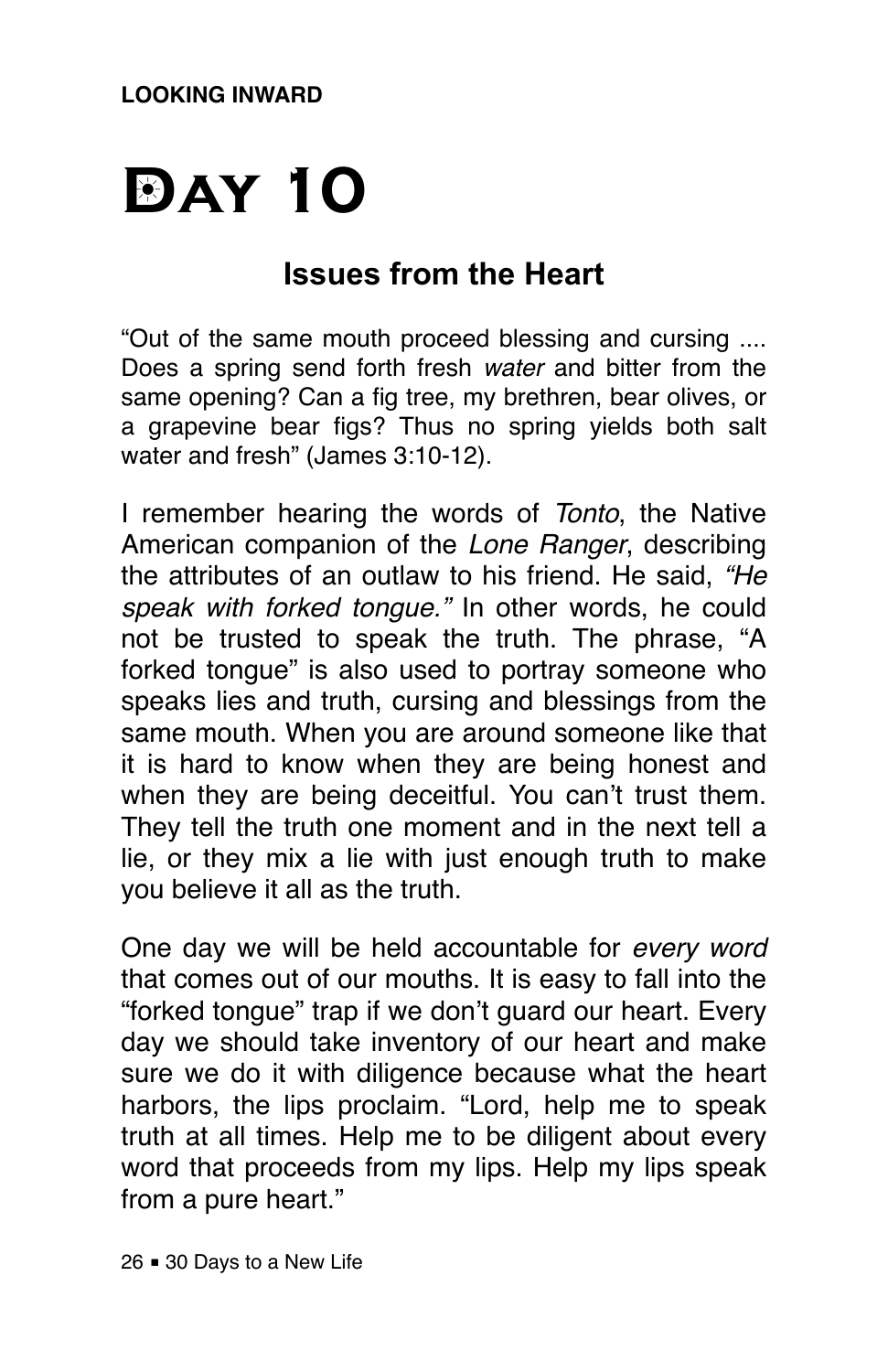**LOOKING INWARD**

# Day 10

## Issues from the Heart

"Out of the same mouth proceed blessing and cursing .... Does a spring send forth fresh *water* and bitter from the same opening? Can a fig tree, my brethren, bear olives, or a grapevine bear figs? Thus no spring yields both salt water and fresh" (James 3:10-12).

I remember hearing the words of *Tonto*, the Native American companion of the *Lone Ranger*, describing the attributes of an outlaw to his friend. He said, *"He speak with forked tongue."* In other words, he could not be trusted to speak the truth. The phrase, "A forked tongue" is also used to portray someone who speaks lies and truth, cursing and blessings from the same mouth. When you are around someone like that it is hard to know when they are being honest and when they are being deceitful. You can't trust them. They tell the truth one moment and in the next tell a lie, or they mix a lie with just enough truth to make you believe it all as the truth.

One day we will be held accountable for *every word* that comes out of our mouths. It is easy to fall into the "forked tongue" trap if we don't guard our heart. Every day we should take inventory of our heart and make sure we do it with diligence because what the heart harbors, the lips proclaim. "Lord, help me to speak truth at all times. Help me to be diligent about every word that proceeds from my lips. Help my lips speak from a pure heart."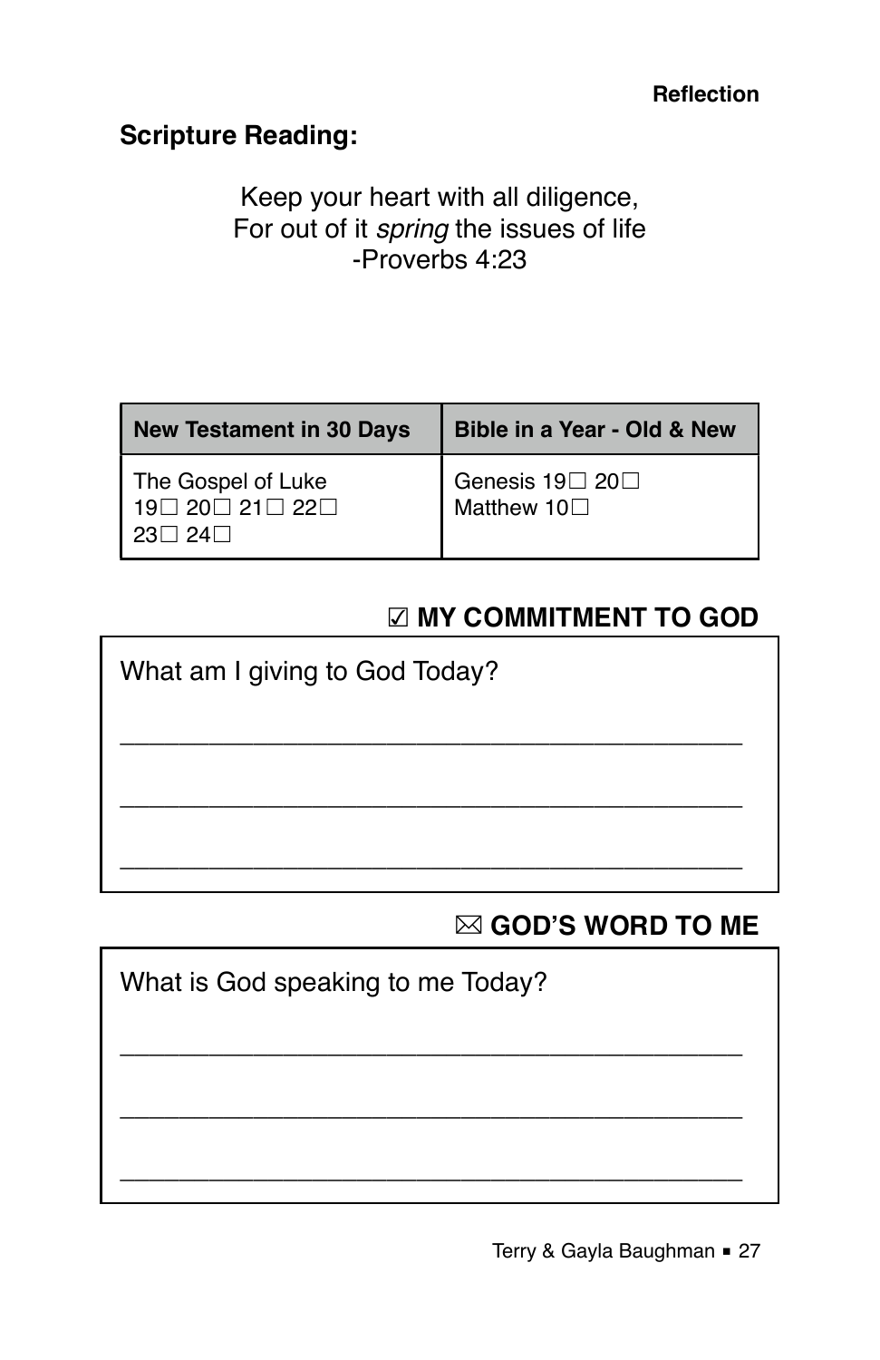Reflection

**Scripture Reading:**

Keep your heart with all diligence,
For out of it *spring* the issues of life
-Proverbs 4:23

| New Testament in 30 Days | Bible in a Year - Old & New |
| --- | --- |
| The Gospel of Luke<br>19☐ 20☐ 21☐ 22☐<br>23☐ 24☐ | Genesis 19☐ 20☐<br>Matthew 10☐ |

**☑ MY COMMITMENT TO GOD**

What am I giving to God Today?

\_\_\_\_\_\_\_\_\_\_\_\_\_\_\_\_\_\_\_\_\_\_\_\_\_\_\_\_\_\_\_\_\_\_\_\_\_\_\_\_\_\_\_\_

\_\_\_\_\_\_\_\_\_\_\_\_\_\_\_\_\_\_\_\_\_\_\_\_\_\_\_\_\_\_\_\_\_\_\_\_\_\_\_\_\_\_\_\_

\_\_\_\_\_\_\_\_\_\_\_\_\_\_\_\_\_\_\_\_\_\_\_\_\_\_\_\_\_\_\_\_\_\_\_\_\_\_\_\_\_\_\_\_

**🖂 GOD'S WORD TO ME**

What is God speaking to me Today?

\_\_\_\_\_\_\_\_\_\_\_\_\_\_\_\_\_\_\_\_\_\_\_\_\_\_\_\_\_\_\_\_\_\_\_\_\_\_\_\_\_\_\_\_

\_\_\_\_\_\_\_\_\_\_\_\_\_\_\_\_\_\_\_\_\_\_\_\_\_\_\_\_\_\_\_\_\_\_\_\_\_\_\_\_\_\_\_\_

\_\_\_\_\_\_\_\_\_\_\_\_\_\_\_\_\_\_\_\_\_\_\_\_\_\_\_\_\_\_\_\_\_\_\_\_\_\_\_\_\_\_\_\_